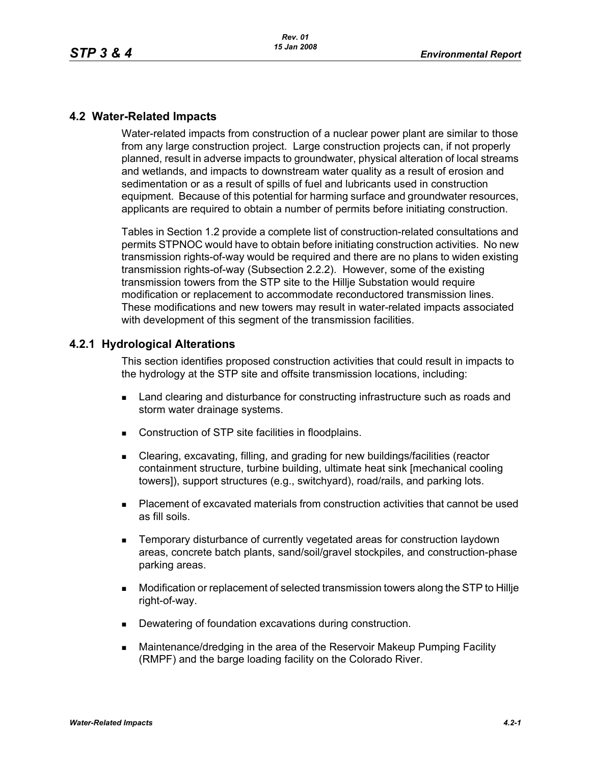## 4.2 Water-Related Impacts

Water-related impacts from construction of a nuclear power plant are similar to those from any large construction project. Large construction projects can, if not properly planned, result in adverse impacts to groundwater, physical alteration of local streams and wetlands, and impacts to downstream water quality as a result of erosion and sedimentation or as a result of spills of fuel and lubricants used in construction equipment. Because of this potential for harming surface and groundwater resources, applicants are required to obtain a number of permits before initiating construction.

Tables in Section 1.2 provide a complete list of construction-related consultations and permits STPNOC would have to obtain before initiating construction activities. No new transmission rights-of-way would be required and there are no plans to widen existing transmission rights-of-way (Subsection 2.2.2). However, some of the existing transmission towers from the STP site to the Hillje Substation would require modification or replacement to accommodate reconductored transmission lines. These modifications and new towers may result in water-related impacts associated with development of this segment of the transmission facilities.

### 4.2.1 Hydrological Alterations

This section identifies proposed construction activities that could result in impacts to the hydrology at the STP site and offsite transmission locations, including:

- Land clearing and disturbance for constructing infrastructure such as roads and storm water drainage systems.
- Construction of STP site facilities in floodplains.
- Clearing, excavating, filling, and grading for new buildings/facilities (reactor containment structure, turbine building, ultimate heat sink [mechanical cooling towers]), support structures (e.g., switchyard), road/rails, and parking lots.
- Placement of excavated materials from construction activities that cannot be used as fill soils.
- Temporary disturbance of currently vegetated areas for construction laydown areas, concrete batch plants, sand/soil/gravel stockpiles, and construction-phase parking areas.
- Modification or replacement of selected transmission towers along the STP to Hillje right-of-way.
- Dewatering of foundation excavations during construction.
- Maintenance/dredging in the area of the Reservoir Makeup Pumping Facility (RMPF) and the barge loading facility on the Colorado River.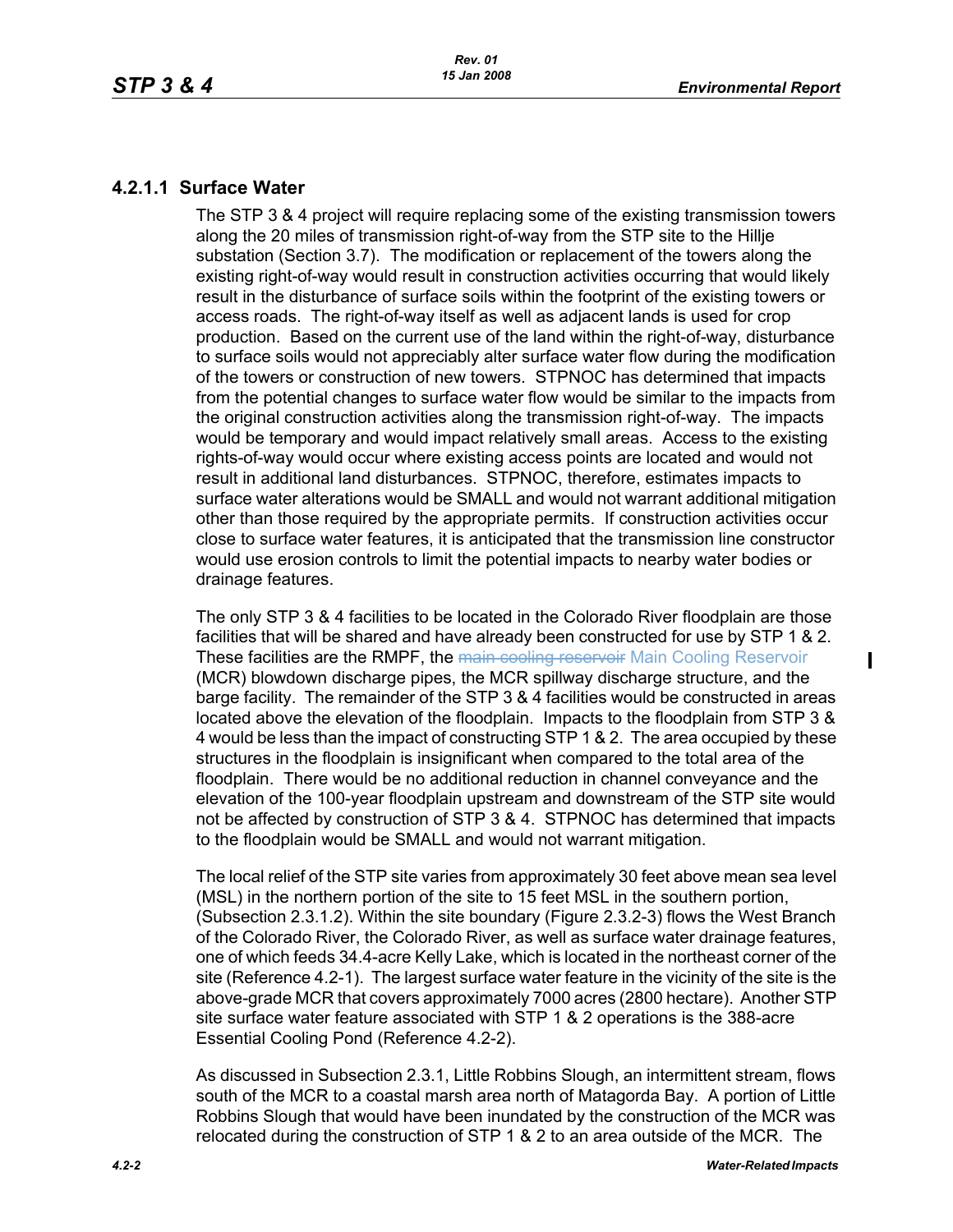### 4.2.1.1 Surface Water

The STP 3 & 4 project will require replacing some of the existing transmission towers along the 20 miles of transmission right-of-way from the STP site to the Hillje substation (Section 3.7). The modification or replacement of the towers along the existing right-of-way would result in construction activities occurring that would likely result in the disturbance of surface soils within the footprint of the existing towers or access roads. The right-of-way itself as well as adjacent lands is used for crop production. Based on the current use of the land within the right-of-way, disturbance to surface soils would not appreciably alter surface water flow during the modification of the towers or construction of new towers. STPNOC has determined that impacts from the potential changes to surface water flow would be similar to the impacts from the original construction activities along the transmission right-of-way. The impacts would be temporary and would impact relatively small areas. Access to the existing rights-of-way would occur where existing access points are located and would not result in additional land disturbances. STPNOC, therefore, estimates impacts to surface water alterations would be SMALL and would not warrant additional mitigation other than those required by the appropriate permits. If construction activities occur close to surface water features, it is anticipated that the transmission line constructor would use erosion controls to limit the potential impacts to nearby water bodies or drainage features.

The only STP 3 & 4 facilities to be located in the Colorado River floodplain are those facilities that will be shared and have already been constructed for use by STP 1 & 2. These facilities are the RMPF, the ~~main cooling reservoir~~ Main Cooling Reservoir (MCR) blowdown discharge pipes, the MCR spillway discharge structure, and the barge facility. The remainder of the STP 3 & 4 facilities would be constructed in areas located above the elevation of the floodplain. Impacts to the floodplain from STP 3 & 4 would be less than the impact of constructing STP 1 & 2. The area occupied by these structures in the floodplain is insignificant when compared to the total area of the floodplain. There would be no additional reduction in channel conveyance and the elevation of the 100-year floodplain upstream and downstream of the STP site would not be affected by construction of STP 3 & 4. STPNOC has determined that impacts to the floodplain would be SMALL and would not warrant mitigation.

The local relief of the STP site varies from approximately 30 feet above mean sea level (MSL) in the northern portion of the site to 15 feet MSL in the southern portion, (Subsection 2.3.1.2). Within the site boundary (Figure 2.3.2-3) flows the West Branch of the Colorado River, the Colorado River, as well as surface water drainage features, one of which feeds 34.4-acre Kelly Lake, which is located in the northeast corner of the site (Reference 4.2-1). The largest surface water feature in the vicinity of the site is the above-grade MCR that covers approximately 7000 acres (2800 hectare). Another STP site surface water feature associated with STP 1 & 2 operations is the 388-acre Essential Cooling Pond (Reference 4.2-2).

As discussed in Subsection 2.3.1, Little Robbins Slough, an intermittent stream, flows south of the MCR to a coastal marsh area north of Matagorda Bay. A portion of Little Robbins Slough that would have been inundated by the construction of the MCR was relocated during the construction of STP 1 & 2 to an area outside of the MCR. The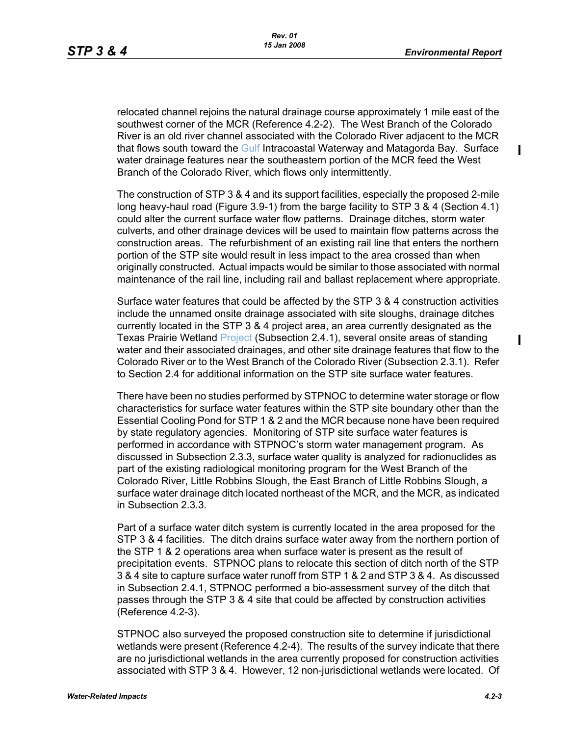relocated channel rejoins the natural drainage course approximately 1 mile east of the southwest corner of the MCR (Reference 4.2-2). The West Branch of the Colorado River is an old river channel associated with the Colorado River adjacent to the MCR that flows south toward the Gulf Intracoastal Waterway and Matagorda Bay. Surface water drainage features near the southeastern portion of the MCR feed the West Branch of the Colorado River, which flows only intermittently.

The construction of STP 3 & 4 and its support facilities, especially the proposed 2-mile long heavy-haul road (Figure 3.9-1) from the barge facility to STP 3 & 4 (Section 4.1) could alter the current surface water flow patterns. Drainage ditches, storm water culverts, and other drainage devices will be used to maintain flow patterns across the construction areas. The refurbishment of an existing rail line that enters the northern portion of the STP site would result in less impact to the area crossed than when originally constructed. Actual impacts would be similar to those associated with normal maintenance of the rail line, including rail and ballast replacement where appropriate.

Surface water features that could be affected by the STP 3 & 4 construction activities include the unnamed onsite drainage associated with site sloughs, drainage ditches currently located in the STP 3 & 4 project area, an area currently designated as the Texas Prairie Wetland Project (Subsection 2.4.1), several onsite areas of standing water and their associated drainages, and other site drainage features that flow to the Colorado River or to the West Branch of the Colorado River (Subsection 2.3.1). Refer to Section 2.4 for additional information on the STP site surface water features.

There have been no studies performed by STPNOC to determine water storage or flow characteristics for surface water features within the STP site boundary other than the Essential Cooling Pond for STP 1 & 2 and the MCR because none have been required by state regulatory agencies. Monitoring of STP site surface water features is performed in accordance with STPNOC's storm water management program. As discussed in Subsection 2.3.3, surface water quality is analyzed for radionuclides as part of the existing radiological monitoring program for the West Branch of the Colorado River, Little Robbins Slough, the East Branch of Little Robbins Slough, a surface water drainage ditch located northeast of the MCR, and the MCR, as indicated in Subsection 2.3.3.

Part of a surface water ditch system is currently located in the area proposed for the STP 3 & 4 facilities. The ditch drains surface water away from the northern portion of the STP 1 & 2 operations area when surface water is present as the result of precipitation events. STPNOC plans to relocate this section of ditch north of the STP 3 & 4 site to capture surface water runoff from STP 1 & 2 and STP 3 & 4. As discussed in Subsection 2.4.1, STPNOC performed a bio-assessment survey of the ditch that passes through the STP 3 & 4 site that could be affected by construction activities (Reference 4.2-3).

STPNOC also surveyed the proposed construction site to determine if jurisdictional wetlands were present (Reference 4.2-4). The results of the survey indicate that there are no jurisdictional wetlands in the area currently proposed for construction activities associated with STP 3 & 4. However, 12 non-jurisdictional wetlands were located. Of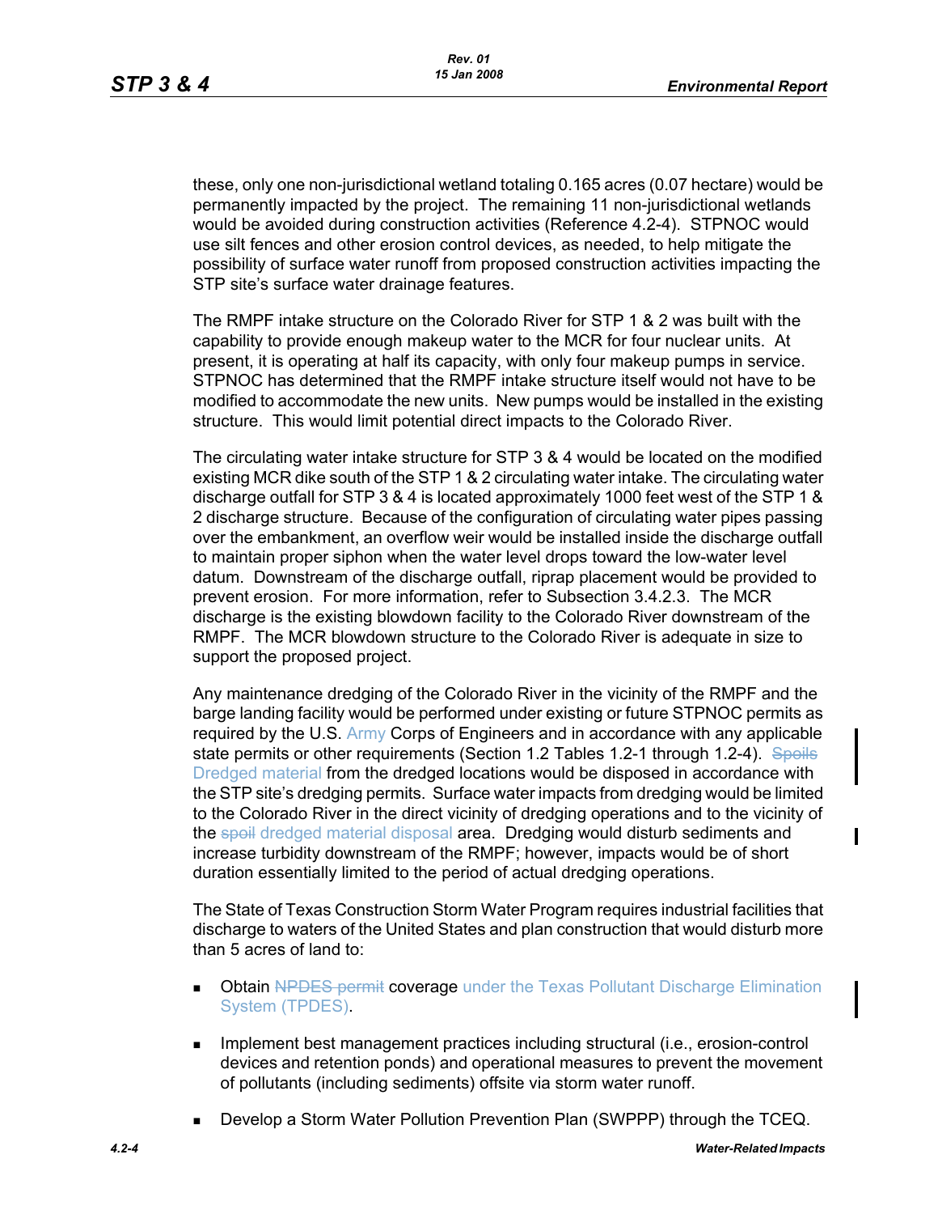these, only one non-jurisdictional wetland totaling 0.165 acres (0.07 hectare) would be permanently impacted by the project. The remaining 11 non-jurisdictional wetlands would be avoided during construction activities (Reference 4.2-4). STPNOC would use silt fences and other erosion control devices, as needed, to help mitigate the possibility of surface water runoff from proposed construction activities impacting the STP site's surface water drainage features.

The RMPF intake structure on the Colorado River for STP 1 & 2 was built with the capability to provide enough makeup water to the MCR for four nuclear units. At present, it is operating at half its capacity, with only four makeup pumps in service. STPNOC has determined that the RMPF intake structure itself would not have to be modified to accommodate the new units. New pumps would be installed in the existing structure. This would limit potential direct impacts to the Colorado River.

The circulating water intake structure for STP 3 & 4 would be located on the modified existing MCR dike south of the STP 1 & 2 circulating water intake. The circulating water discharge outfall for STP 3 & 4 is located approximately 1000 feet west of the STP 1 & 2 discharge structure. Because of the configuration of circulating water pipes passing over the embankment, an overflow weir would be installed inside the discharge outfall to maintain proper siphon when the water level drops toward the low-water level datum. Downstream of the discharge outfall, riprap placement would be provided to prevent erosion. For more information, refer to Subsection 3.4.2.3. The MCR discharge is the existing blowdown facility to the Colorado River downstream of the RMPF. The MCR blowdown structure to the Colorado River is adequate in size to support the proposed project.

Any maintenance dredging of the Colorado River in the vicinity of the RMPF and the barge landing facility would be performed under existing or future STPNOC permits as required by the U.S. Army Corps of Engineers and in accordance with any applicable state permits or other requirements (Section 1.2 Tables 1.2-1 through 1.2-4). ~~Spoils~~ Dredged material from the dredged locations would be disposed in accordance with the STP site's dredging permits. Surface water impacts from dredging would be limited to the Colorado River in the direct vicinity of dredging operations and to the vicinity of the ~~spoil~~ dredged material disposal area. Dredging would disturb sediments and increase turbidity downstream of the RMPF; however, impacts would be of short duration essentially limited to the period of actual dredging operations.

The State of Texas Construction Storm Water Program requires industrial facilities that discharge to waters of the United States and plan construction that would disturb more than 5 acres of land to:

- Obtain ~~NPDES permit~~ coverage under the Texas Pollutant Discharge Elimination System (TPDES).
- Implement best management practices including structural (i.e., erosion-control devices and retention ponds) and operational measures to prevent the movement of pollutants (including sediments) offsite via storm water runoff.
- Develop a Storm Water Pollution Prevention Plan (SWPPP) through the TCEQ.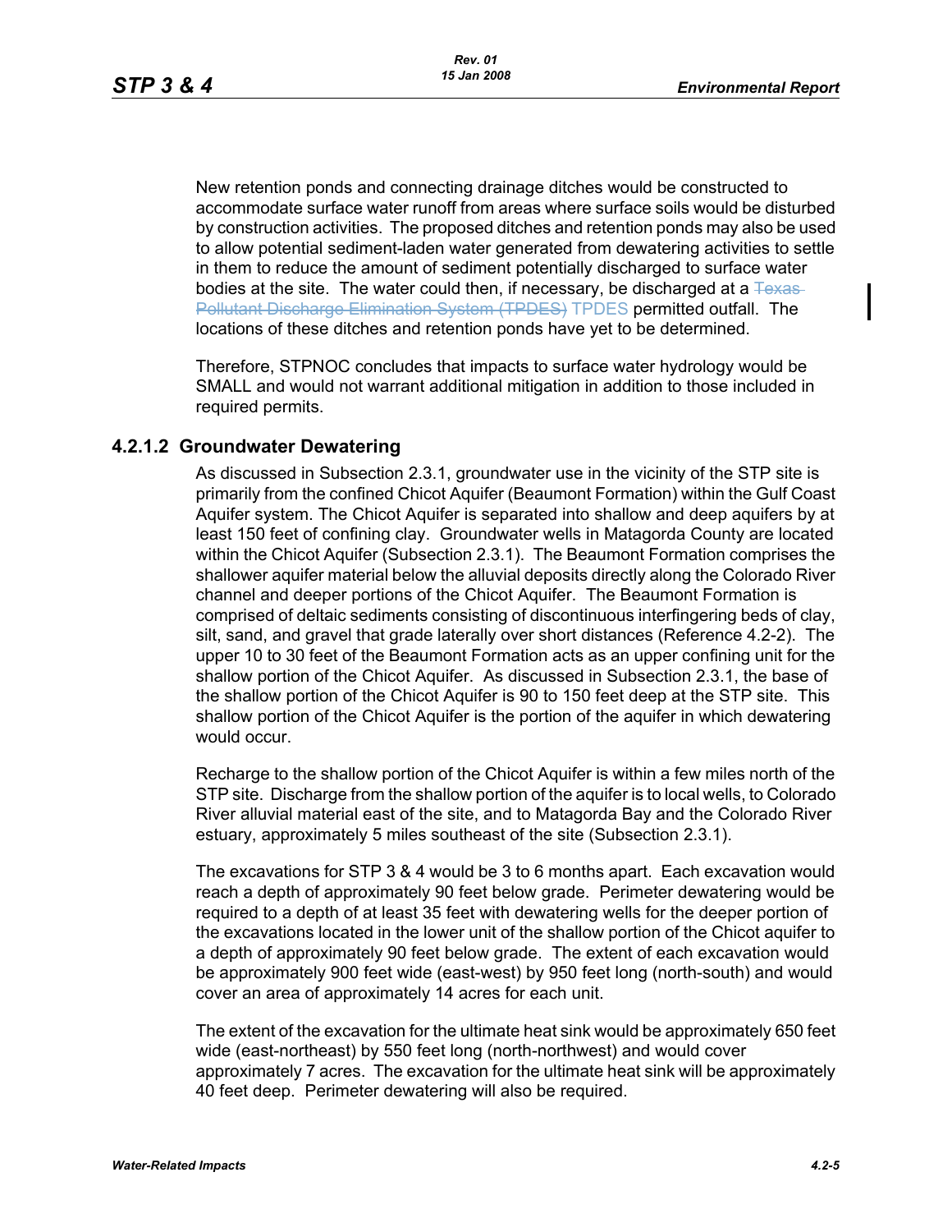New retention ponds and connecting drainage ditches would be constructed to accommodate surface water runoff from areas where surface soils would be disturbed by construction activities. The proposed ditches and retention ponds may also be used to allow potential sediment-laden water generated from dewatering activities to settle in them to reduce the amount of sediment potentially discharged to surface water bodies at the site. The water could then, if necessary, be discharged at a ~~Texas Pollutant Discharge Elimination System (TPDES)~~ TPDES permitted outfall. The locations of these ditches and retention ponds have yet to be determined.

Therefore, STPNOC concludes that impacts to surface water hydrology would be SMALL and would not warrant additional mitigation in addition to those included in required permits.

### 4.2.1.2 Groundwater Dewatering

As discussed in Subsection 2.3.1, groundwater use in the vicinity of the STP site is primarily from the confined Chicot Aquifer (Beaumont Formation) within the Gulf Coast Aquifer system. The Chicot Aquifer is separated into shallow and deep aquifers by at least 150 feet of confining clay. Groundwater wells in Matagorda County are located within the Chicot Aquifer (Subsection 2.3.1). The Beaumont Formation comprises the shallower aquifer material below the alluvial deposits directly along the Colorado River channel and deeper portions of the Chicot Aquifer. The Beaumont Formation is comprised of deltaic sediments consisting of discontinuous interfingering beds of clay, silt, sand, and gravel that grade laterally over short distances (Reference 4.2-2). The upper 10 to 30 feet of the Beaumont Formation acts as an upper confining unit for the shallow portion of the Chicot Aquifer. As discussed in Subsection 2.3.1, the base of the shallow portion of the Chicot Aquifer is 90 to 150 feet deep at the STP site. This shallow portion of the Chicot Aquifer is the portion of the aquifer in which dewatering would occur.

Recharge to the shallow portion of the Chicot Aquifer is within a few miles north of the STP site. Discharge from the shallow portion of the aquifer is to local wells, to Colorado River alluvial material east of the site, and to Matagorda Bay and the Colorado River estuary, approximately 5 miles southeast of the site (Subsection 2.3.1).

The excavations for STP 3 & 4 would be 3 to 6 months apart. Each excavation would reach a depth of approximately 90 feet below grade. Perimeter dewatering would be required to a depth of at least 35 feet with dewatering wells for the deeper portion of the excavations located in the lower unit of the shallow portion of the Chicot aquifer to a depth of approximately 90 feet below grade. The extent of each excavation would be approximately 900 feet wide (east-west) by 950 feet long (north-south) and would cover an area of approximately 14 acres for each unit.

The extent of the excavation for the ultimate heat sink would be approximately 650 feet wide (east-northeast) by 550 feet long (north-northwest) and would cover approximately 7 acres. The excavation for the ultimate heat sink will be approximately 40 feet deep. Perimeter dewatering will also be required.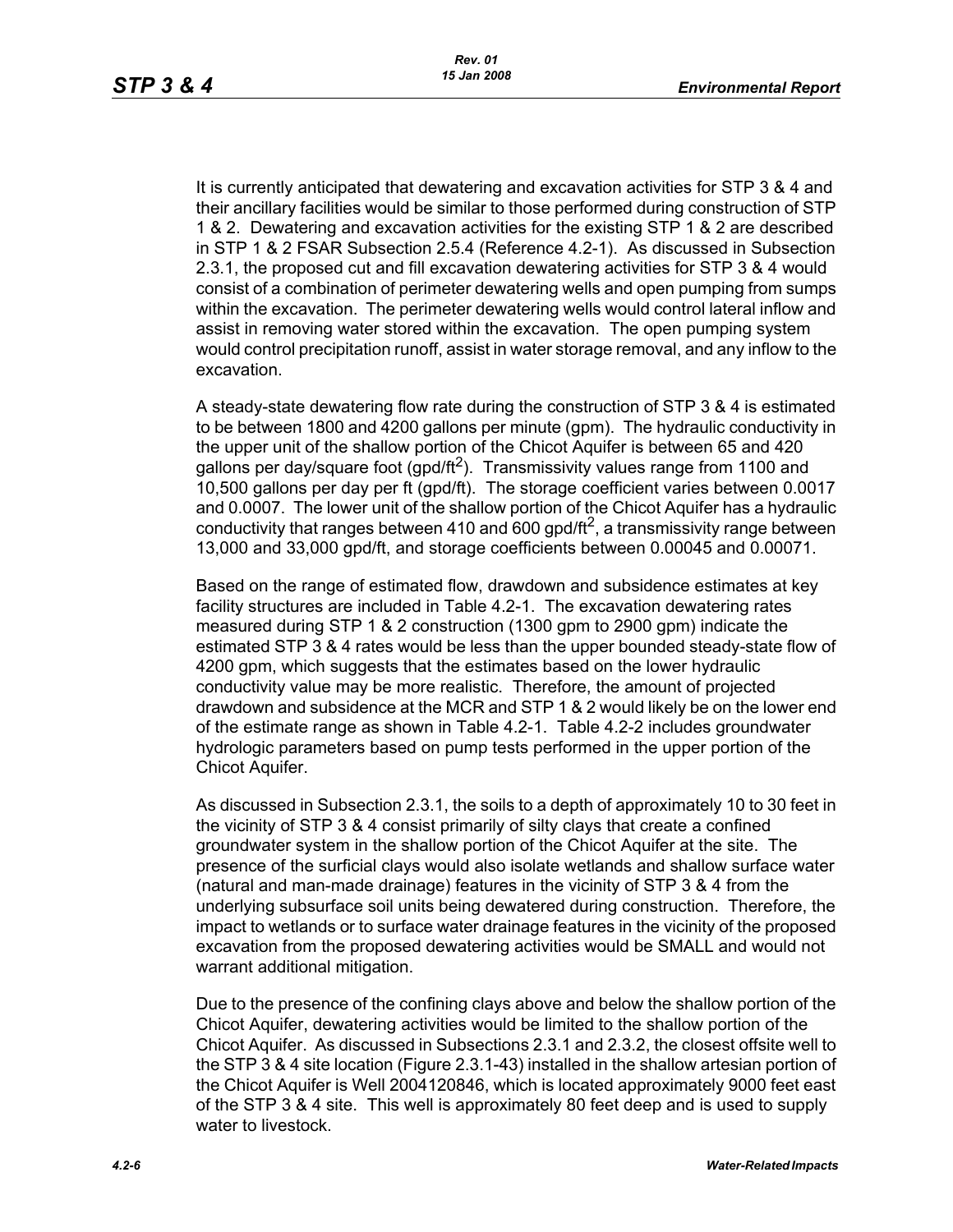It is currently anticipated that dewatering and excavation activities for STP 3 & 4 and their ancillary facilities would be similar to those performed during construction of STP 1 & 2. Dewatering and excavation activities for the existing STP 1 & 2 are described in STP 1 & 2 FSAR Subsection 2.5.4 (Reference 4.2-1). As discussed in Subsection 2.3.1, the proposed cut and fill excavation dewatering activities for STP 3 & 4 would consist of a combination of perimeter dewatering wells and open pumping from sumps within the excavation. The perimeter dewatering wells would control lateral inflow and assist in removing water stored within the excavation. The open pumping system would control precipitation runoff, assist in water storage removal, and any inflow to the excavation.

A steady-state dewatering flow rate during the construction of STP 3 & 4 is estimated to be between 1800 and 4200 gallons per minute (gpm). The hydraulic conductivity in the upper unit of the shallow portion of the Chicot Aquifer is between 65 and 420 gallons per day/square foot (gpd/ft$^2$). Transmissivity values range from 1100 and 10,500 gallons per day per ft (gpd/ft). The storage coefficient varies between 0.0017 and 0.0007. The lower unit of the shallow portion of the Chicot Aquifer has a hydraulic conductivity that ranges between 410 and 600 gpd/ft$^2$, a transmissivity range between 13,000 and 33,000 gpd/ft, and storage coefficients between 0.00045 and 0.00071.

Based on the range of estimated flow, drawdown and subsidence estimates at key facility structures are included in Table 4.2-1. The excavation dewatering rates measured during STP 1 & 2 construction (1300 gpm to 2900 gpm) indicate the estimated STP 3 & 4 rates would be less than the upper bounded steady-state flow of 4200 gpm, which suggests that the estimates based on the lower hydraulic conductivity value may be more realistic. Therefore, the amount of projected drawdown and subsidence at the MCR and STP 1 & 2 would likely be on the lower end of the estimate range as shown in Table 4.2-1. Table 4.2-2 includes groundwater hydrologic parameters based on pump tests performed in the upper portion of the Chicot Aquifer.

As discussed in Subsection 2.3.1, the soils to a depth of approximately 10 to 30 feet in the vicinity of STP 3 & 4 consist primarily of silty clays that create a confined groundwater system in the shallow portion of the Chicot Aquifer at the site. The presence of the surficial clays would also isolate wetlands and shallow surface water (natural and man-made drainage) features in the vicinity of STP 3 & 4 from the underlying subsurface soil units being dewatered during construction. Therefore, the impact to wetlands or to surface water drainage features in the vicinity of the proposed excavation from the proposed dewatering activities would be SMALL and would not warrant additional mitigation.

Due to the presence of the confining clays above and below the shallow portion of the Chicot Aquifer, dewatering activities would be limited to the shallow portion of the Chicot Aquifer. As discussed in Subsections 2.3.1 and 2.3.2, the closest offsite well to the STP 3 & 4 site location (Figure 2.3.1-43) installed in the shallow artesian portion of the Chicot Aquifer is Well 2004120846, which is located approximately 9000 feet east of the STP 3 & 4 site. This well is approximately 80 feet deep and is used to supply water to livestock.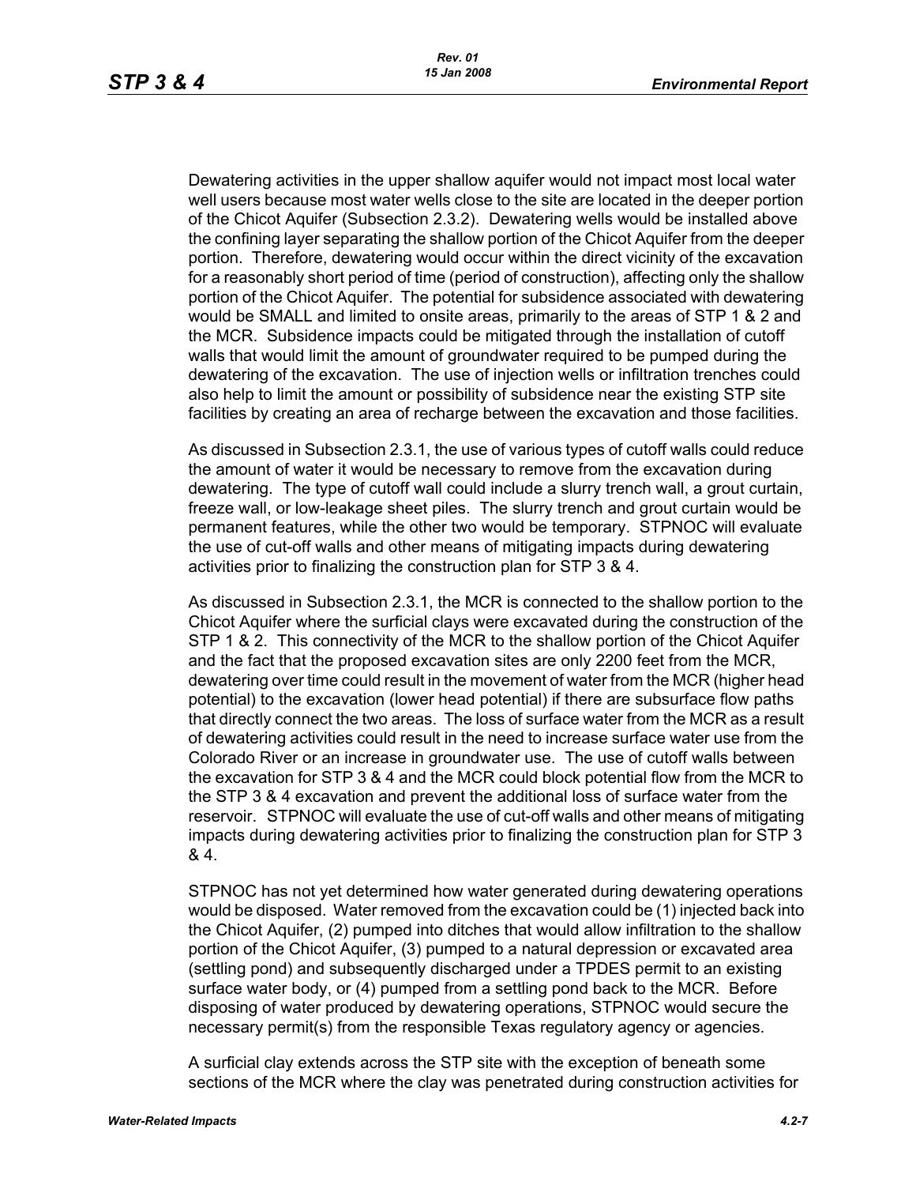Dewatering activities in the upper shallow aquifer would not impact most local water well users because most water wells close to the site are located in the deeper portion of the Chicot Aquifer (Subsection 2.3.2). Dewatering wells would be installed above the confining layer separating the shallow portion of the Chicot Aquifer from the deeper portion. Therefore, dewatering would occur within the direct vicinity of the excavation for a reasonably short period of time (period of construction), affecting only the shallow portion of the Chicot Aquifer. The potential for subsidence associated with dewatering would be SMALL and limited to onsite areas, primarily to the areas of STP 1 & 2 and the MCR. Subsidence impacts could be mitigated through the installation of cutoff walls that would limit the amount of groundwater required to be pumped during the dewatering of the excavation. The use of injection wells or infiltration trenches could also help to limit the amount or possibility of subsidence near the existing STP site facilities by creating an area of recharge between the excavation and those facilities.

As discussed in Subsection 2.3.1, the use of various types of cutoff walls could reduce the amount of water it would be necessary to remove from the excavation during dewatering. The type of cutoff wall could include a slurry trench wall, a grout curtain, freeze wall, or low-leakage sheet piles. The slurry trench and grout curtain would be permanent features, while the other two would be temporary. STPNOC will evaluate the use of cut-off walls and other means of mitigating impacts during dewatering activities prior to finalizing the construction plan for STP 3 & 4.

As discussed in Subsection 2.3.1, the MCR is connected to the shallow portion to the Chicot Aquifer where the surficial clays were excavated during the construction of the STP 1 & 2. This connectivity of the MCR to the shallow portion of the Chicot Aquifer and the fact that the proposed excavation sites are only 2200 feet from the MCR, dewatering over time could result in the movement of water from the MCR (higher head potential) to the excavation (lower head potential) if there are subsurface flow paths that directly connect the two areas. The loss of surface water from the MCR as a result of dewatering activities could result in the need to increase surface water use from the Colorado River or an increase in groundwater use. The use of cutoff walls between the excavation for STP 3 & 4 and the MCR could block potential flow from the MCR to the STP 3 & 4 excavation and prevent the additional loss of surface water from the reservoir. STPNOC will evaluate the use of cut-off walls and other means of mitigating impacts during dewatering activities prior to finalizing the construction plan for STP 3 & 4.

STPNOC has not yet determined how water generated during dewatering operations would be disposed. Water removed from the excavation could be (1) injected back into the Chicot Aquifer, (2) pumped into ditches that would allow infiltration to the shallow portion of the Chicot Aquifer, (3) pumped to a natural depression or excavated area (settling pond) and subsequently discharged under a TPDES permit to an existing surface water body, or (4) pumped from a settling pond back to the MCR. Before disposing of water produced by dewatering operations, STPNOC would secure the necessary permit(s) from the responsible Texas regulatory agency or agencies.

A surficial clay extends across the STP site with the exception of beneath some sections of the MCR where the clay was penetrated during construction activities for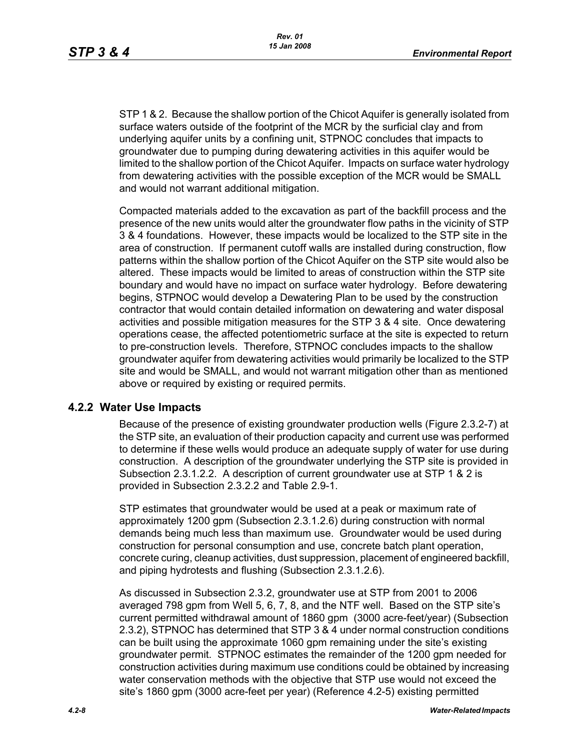STP 1 & 2. Because the shallow portion of the Chicot Aquifer is generally isolated from surface waters outside of the footprint of the MCR by the surficial clay and from underlying aquifer units by a confining unit, STPNOC concludes that impacts to groundwater due to pumping during dewatering activities in this aquifer would be limited to the shallow portion of the Chicot Aquifer. Impacts on surface water hydrology from dewatering activities with the possible exception of the MCR would be SMALL and would not warrant additional mitigation.

Compacted materials added to the excavation as part of the backfill process and the presence of the new units would alter the groundwater flow paths in the vicinity of STP 3 & 4 foundations. However, these impacts would be localized to the STP site in the area of construction. If permanent cutoff walls are installed during construction, flow patterns within the shallow portion of the Chicot Aquifer on the STP site would also be altered. These impacts would be limited to areas of construction within the STP site boundary and would have no impact on surface water hydrology. Before dewatering begins, STPNOC would develop a Dewatering Plan to be used by the construction contractor that would contain detailed information on dewatering and water disposal activities and possible mitigation measures for the STP 3 & 4 site. Once dewatering operations cease, the affected potentiometric surface at the site is expected to return to pre-construction levels. Therefore, STPNOC concludes impacts to the shallow groundwater aquifer from dewatering activities would primarily be localized to the STP site and would be SMALL, and would not warrant mitigation other than as mentioned above or required by existing or required permits.

### 4.2.2 Water Use Impacts

Because of the presence of existing groundwater production wells (Figure 2.3.2-7) at the STP site, an evaluation of their production capacity and current use was performed to determine if these wells would produce an adequate supply of water for use during construction. A description of the groundwater underlying the STP site is provided in Subsection 2.3.1.2.2. A description of current groundwater use at STP 1 & 2 is provided in Subsection 2.3.2.2 and Table 2.9-1.

STP estimates that groundwater would be used at a peak or maximum rate of approximately 1200 gpm (Subsection 2.3.1.2.6) during construction with normal demands being much less than maximum use. Groundwater would be used during construction for personal consumption and use, concrete batch plant operation, concrete curing, cleanup activities, dust suppression, placement of engineered backfill, and piping hydrotests and flushing (Subsection 2.3.1.2.6).

As discussed in Subsection 2.3.2, groundwater use at STP from 2001 to 2006 averaged 798 gpm from Well 5, 6, 7, 8, and the NTF well. Based on the STP site's current permitted withdrawal amount of 1860 gpm (3000 acre-feet/year) (Subsection 2.3.2), STPNOC has determined that STP 3 & 4 under normal construction conditions can be built using the approximate 1060 gpm remaining under the site's existing groundwater permit. STPNOC estimates the remainder of the 1200 gpm needed for construction activities during maximum use conditions could be obtained by increasing water conservation methods with the objective that STP use would not exceed the site's 1860 gpm (3000 acre-feet per year) (Reference 4.2-5) existing permitted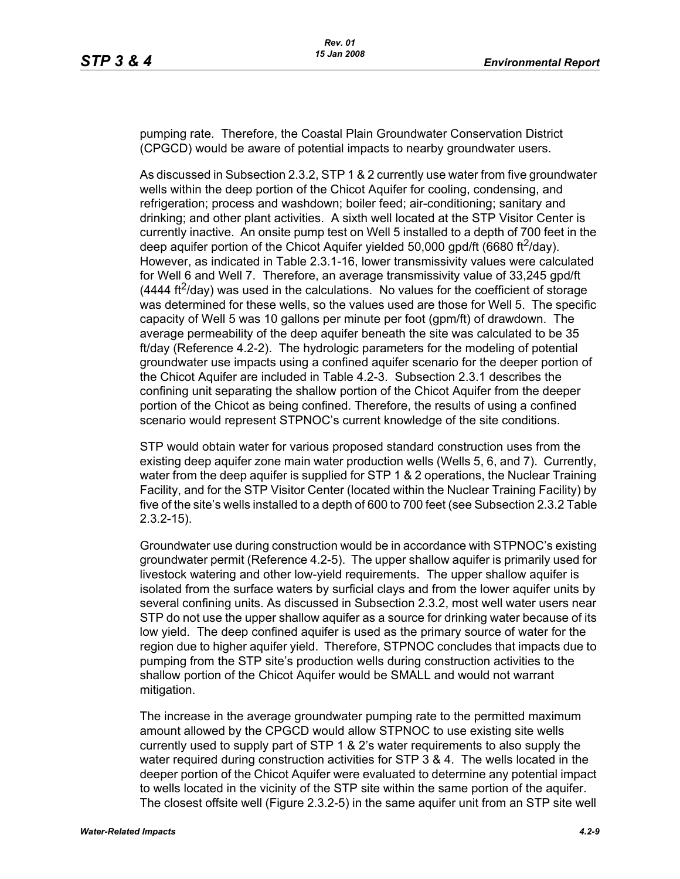pumping rate. Therefore, the Coastal Plain Groundwater Conservation District (CPGCD) would be aware of potential impacts to nearby groundwater users.

As discussed in Subsection 2.3.2, STP 1 & 2 currently use water from five groundwater wells within the deep portion of the Chicot Aquifer for cooling, condensing, and refrigeration; process and washdown; boiler feed; air-conditioning; sanitary and drinking; and other plant activities. A sixth well located at the STP Visitor Center is currently inactive. An onsite pump test on Well 5 installed to a depth of 700 feet in the deep aquifer portion of the Chicot Aquifer yielded 50,000 gpd/ft (6680 $ft^2$/day). However, as indicated in Table 2.3.1-16, lower transmissivity values were calculated for Well 6 and Well 7. Therefore, an average transmissivity value of 33,245 gpd/ft (4444 $ft^2$/day) was used in the calculations. No values for the coefficient of storage was determined for these wells, so the values used are those for Well 5. The specific capacity of Well 5 was 10 gallons per minute per foot (gpm/ft) of drawdown. The average permeability of the deep aquifer beneath the site was calculated to be 35 ft/day (Reference 4.2-2). The hydrologic parameters for the modeling of potential groundwater use impacts using a confined aquifer scenario for the deeper portion of the Chicot Aquifer are included in Table 4.2-3. Subsection 2.3.1 describes the confining unit separating the shallow portion of the Chicot Aquifer from the deeper portion of the Chicot as being confined. Therefore, the results of using a confined scenario would represent STPNOC's current knowledge of the site conditions.

STP would obtain water for various proposed standard construction uses from the existing deep aquifer zone main water production wells (Wells 5, 6, and 7). Currently, water from the deep aquifer is supplied for STP 1 & 2 operations, the Nuclear Training Facility, and for the STP Visitor Center (located within the Nuclear Training Facility) by five of the site's wells installed to a depth of 600 to 700 feet (see Subsection 2.3.2 Table 2.3.2-15).

Groundwater use during construction would be in accordance with STPNOC's existing groundwater permit (Reference 4.2-5). The upper shallow aquifer is primarily used for livestock watering and other low-yield requirements. The upper shallow aquifer is isolated from the surface waters by surficial clays and from the lower aquifer units by several confining units. As discussed in Subsection 2.3.2, most well water users near STP do not use the upper shallow aquifer as a source for drinking water because of its low yield. The deep confined aquifer is used as the primary source of water for the region due to higher aquifer yield. Therefore, STPNOC concludes that impacts due to pumping from the STP site's production wells during construction activities to the shallow portion of the Chicot Aquifer would be SMALL and would not warrant mitigation.

The increase in the average groundwater pumping rate to the permitted maximum amount allowed by the CPGCD would allow STPNOC to use existing site wells currently used to supply part of STP 1 & 2's water requirements to also supply the water required during construction activities for STP 3 & 4. The wells located in the deeper portion of the Chicot Aquifer were evaluated to determine any potential impact to wells located in the vicinity of the STP site within the same portion of the aquifer. The closest offsite well (Figure 2.3.2-5) in the same aquifer unit from an STP site well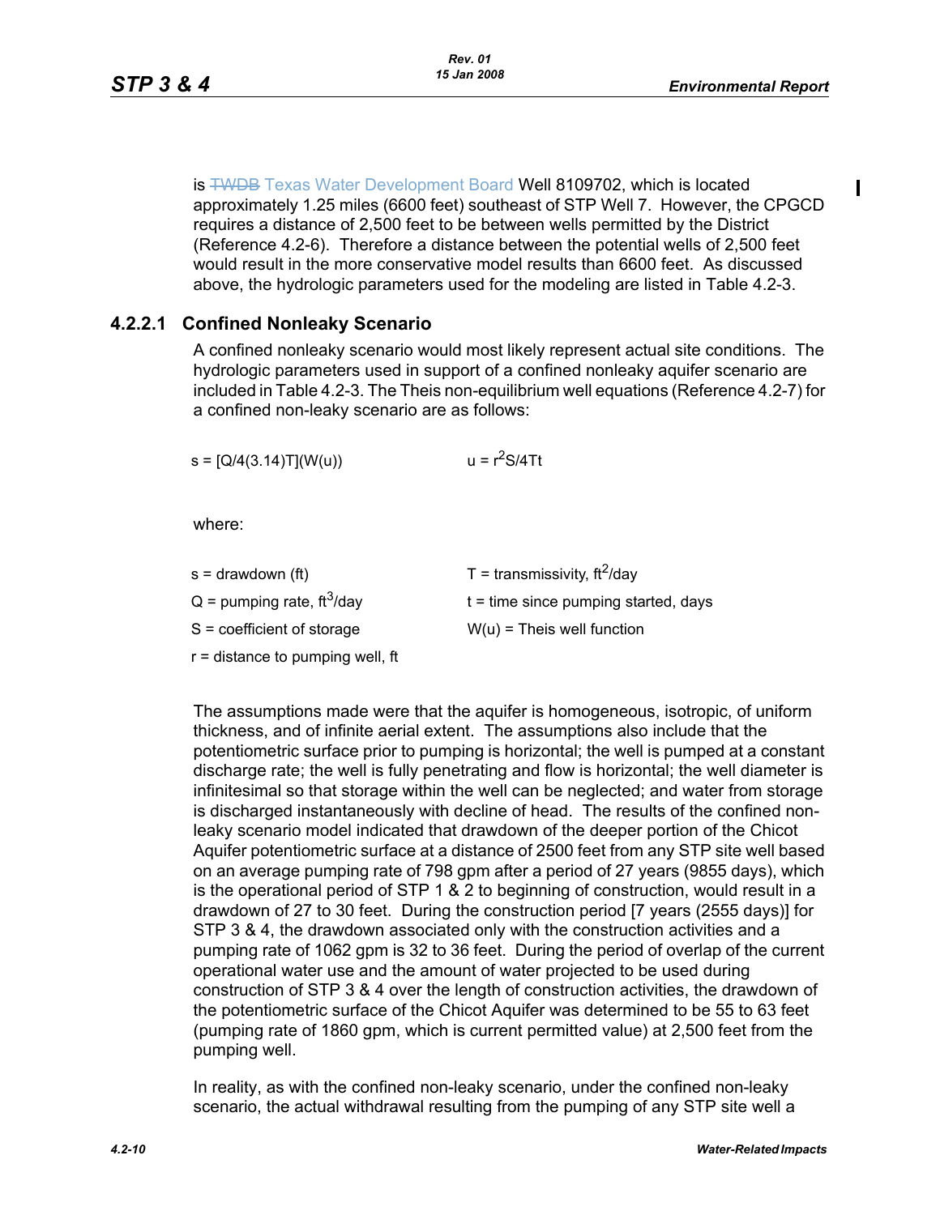is ~~TWDB~~ Texas Water Development Board Well 8109702, which is located approximately 1.25 miles (6600 feet) southeast of STP Well 7. However, the CPGCD requires a distance of 2,500 feet to be between wells permitted by the District (Reference 4.2-6). Therefore a distance between the potential wells of 2,500 feet would result in the more conservative model results than 6600 feet. As discussed above, the hydrologic parameters used for the modeling are listed in Table 4.2-3.

### 4.2.2.1 Confined Nonleaky Scenario

A confined nonleaky scenario would most likely represent actual site conditions. The hydrologic parameters used in support of a confined nonleaky aquifer scenario are included in Table 4.2-3. The Theis non-equilibrium well equations (Reference 4.2-7) for a confined non-leaky scenario are as follows:

$s = [Q/4(3.14)T](W(u))$ $\qquad\qquad$ $u = r^2S/4Tt$

where:

| | |
|---|---|
| s = drawdown (ft) | T = transmissivity, $ft^2$/day |
| Q = pumping rate, $ft^3$/day | t = time since pumping started, days |
| S = coefficient of storage | W(u) = Theis well function |
| r = distance to pumping well, ft | |

The assumptions made were that the aquifer is homogeneous, isotropic, of uniform thickness, and of infinite aerial extent. The assumptions also include that the potentiometric surface prior to pumping is horizontal; the well is pumped at a constant discharge rate; the well is fully penetrating and flow is horizontal; the well diameter is infinitesimal so that storage within the well can be neglected; and water from storage is discharged instantaneously with decline of head. The results of the confined non-leaky scenario model indicated that drawdown of the deeper portion of the Chicot Aquifer potentiometric surface at a distance of 2500 feet from any STP site well based on an average pumping rate of 798 gpm after a period of 27 years (9855 days), which is the operational period of STP 1 & 2 to beginning of construction, would result in a drawdown of 27 to 30 feet. During the construction period [7 years (2555 days)] for STP 3 & 4, the drawdown associated only with the construction activities and a pumping rate of 1062 gpm is 32 to 36 feet. During the period of overlap of the current operational water use and the amount of water projected to be used during construction of STP 3 & 4 over the length of construction activities, the drawdown of the potentiometric surface of the Chicot Aquifer was determined to be 55 to 63 feet (pumping rate of 1860 gpm, which is current permitted value) at 2,500 feet from the pumping well.

In reality, as with the confined non-leaky scenario, under the confined non-leaky scenario, the actual withdrawal resulting from the pumping of any STP site well a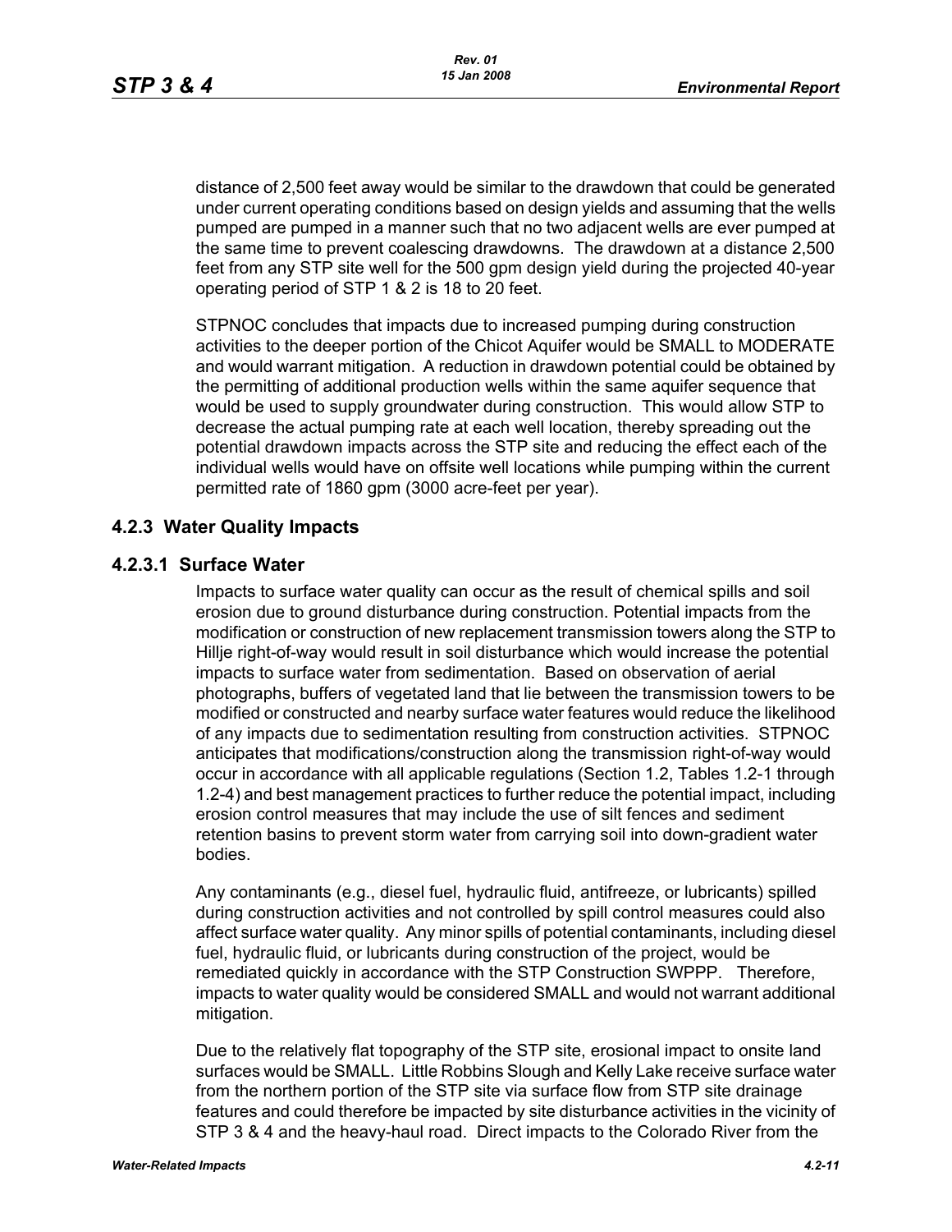distance of 2,500 feet away would be similar to the drawdown that could be generated under current operating conditions based on design yields and assuming that the wells pumped are pumped in a manner such that no two adjacent wells are ever pumped at the same time to prevent coalescing drawdowns. The drawdown at a distance 2,500 feet from any STP site well for the 500 gpm design yield during the projected 40-year operating period of STP 1 & 2 is 18 to 20 feet.

STPNOC concludes that impacts due to increased pumping during construction activities to the deeper portion of the Chicot Aquifer would be SMALL to MODERATE and would warrant mitigation. A reduction in drawdown potential could be obtained by the permitting of additional production wells within the same aquifer sequence that would be used to supply groundwater during construction. This would allow STP to decrease the actual pumping rate at each well location, thereby spreading out the potential drawdown impacts across the STP site and reducing the effect each of the individual wells would have on offsite well locations while pumping within the current permitted rate of 1860 gpm (3000 acre-feet per year).

## 4.2.3 Water Quality Impacts

### 4.2.3.1 Surface Water

Impacts to surface water quality can occur as the result of chemical spills and soil erosion due to ground disturbance during construction. Potential impacts from the modification or construction of new replacement transmission towers along the STP to Hillje right-of-way would result in soil disturbance which would increase the potential impacts to surface water from sedimentation. Based on observation of aerial photographs, buffers of vegetated land that lie between the transmission towers to be modified or constructed and nearby surface water features would reduce the likelihood of any impacts due to sedimentation resulting from construction activities. STPNOC anticipates that modifications/construction along the transmission right-of-way would occur in accordance with all applicable regulations (Section 1.2, Tables 1.2-1 through 1.2-4) and best management practices to further reduce the potential impact, including erosion control measures that may include the use of silt fences and sediment retention basins to prevent storm water from carrying soil into down-gradient water bodies.

Any contaminants (e.g., diesel fuel, hydraulic fluid, antifreeze, or lubricants) spilled during construction activities and not controlled by spill control measures could also affect surface water quality. Any minor spills of potential contaminants, including diesel fuel, hydraulic fluid, or lubricants during construction of the project, would be remediated quickly in accordance with the STP Construction SWPPP. Therefore, impacts to water quality would be considered SMALL and would not warrant additional mitigation.

Due to the relatively flat topography of the STP site, erosional impact to onsite land surfaces would be SMALL. Little Robbins Slough and Kelly Lake receive surface water from the northern portion of the STP site via surface flow from STP site drainage features and could therefore be impacted by site disturbance activities in the vicinity of STP 3 & 4 and the heavy-haul road. Direct impacts to the Colorado River from the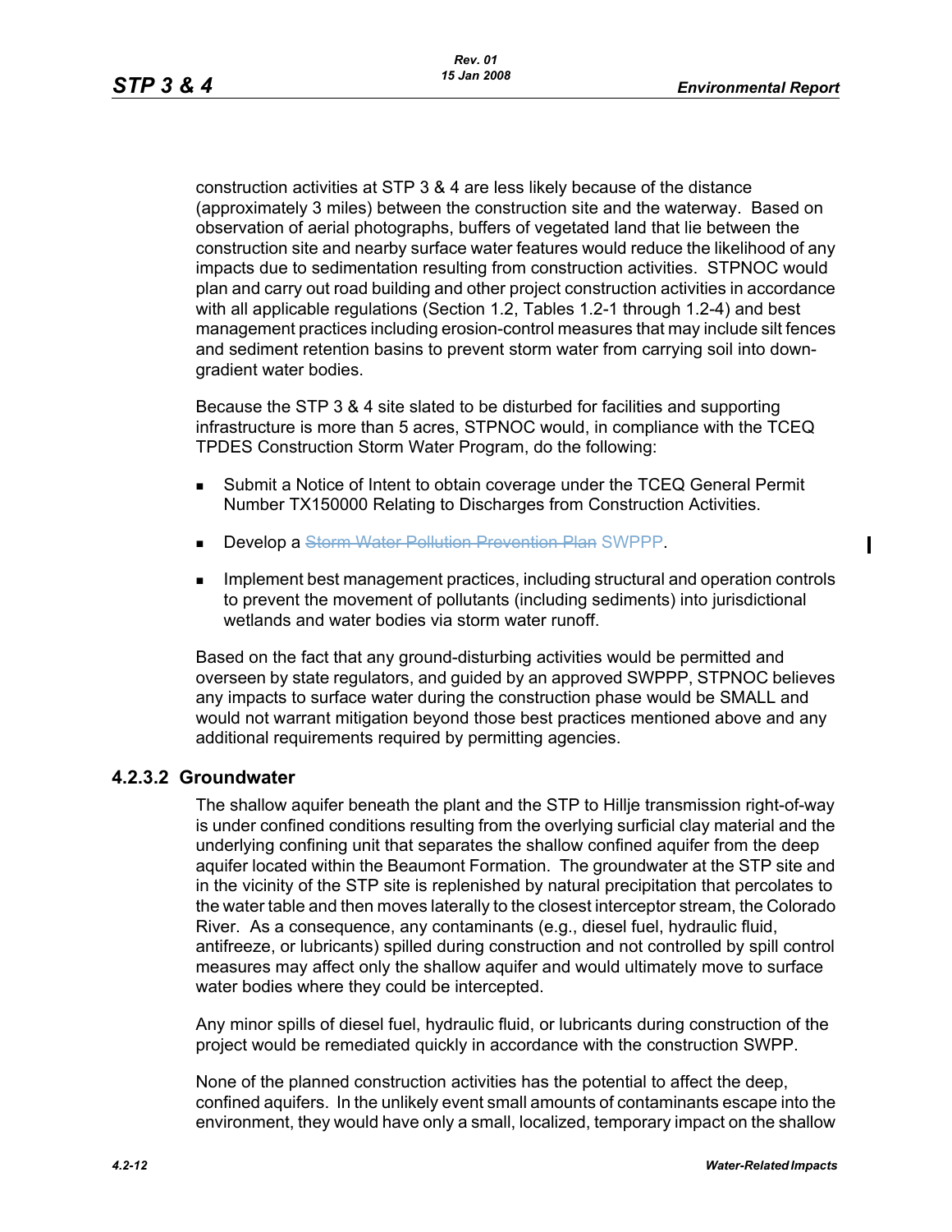construction activities at STP 3 & 4 are less likely because of the distance (approximately 3 miles) between the construction site and the waterway. Based on observation of aerial photographs, buffers of vegetated land that lie between the construction site and nearby surface water features would reduce the likelihood of any impacts due to sedimentation resulting from construction activities. STPNOC would plan and carry out road building and other project construction activities in accordance with all applicable regulations (Section 1.2, Tables 1.2-1 through 1.2-4) and best management practices including erosion-control measures that may include silt fences and sediment retention basins to prevent storm water from carrying soil into down-gradient water bodies.

Because the STP 3 & 4 site slated to be disturbed for facilities and supporting infrastructure is more than 5 acres, STPNOC would, in compliance with the TCEQ TPDES Construction Storm Water Program, do the following:

- Submit a Notice of Intent to obtain coverage under the TCEQ General Permit Number TX150000 Relating to Discharges from Construction Activities.
- Develop a ~~Storm Water Pollution Prevention Plan~~ SWPPP.
- Implement best management practices, including structural and operation controls to prevent the movement of pollutants (including sediments) into jurisdictional wetlands and water bodies via storm water runoff.

Based on the fact that any ground-disturbing activities would be permitted and overseen by state regulators, and guided by an approved SWPPP, STPNOC believes any impacts to surface water during the construction phase would be SMALL and would not warrant mitigation beyond those best practices mentioned above and any additional requirements required by permitting agencies.

### 4.2.3.2 Groundwater

The shallow aquifer beneath the plant and the STP to Hillje transmission right-of-way is under confined conditions resulting from the overlying surficial clay material and the underlying confining unit that separates the shallow confined aquifer from the deep aquifer located within the Beaumont Formation. The groundwater at the STP site and in the vicinity of the STP site is replenished by natural precipitation that percolates to the water table and then moves laterally to the closest interceptor stream, the Colorado River. As a consequence, any contaminants (e.g., diesel fuel, hydraulic fluid, antifreeze, or lubricants) spilled during construction and not controlled by spill control measures may affect only the shallow aquifer and would ultimately move to surface water bodies where they could be intercepted.

Any minor spills of diesel fuel, hydraulic fluid, or lubricants during construction of the project would be remediated quickly in accordance with the construction SWPP.

None of the planned construction activities has the potential to affect the deep, confined aquifers. In the unlikely event small amounts of contaminants escape into the environment, they would have only a small, localized, temporary impact on the shallow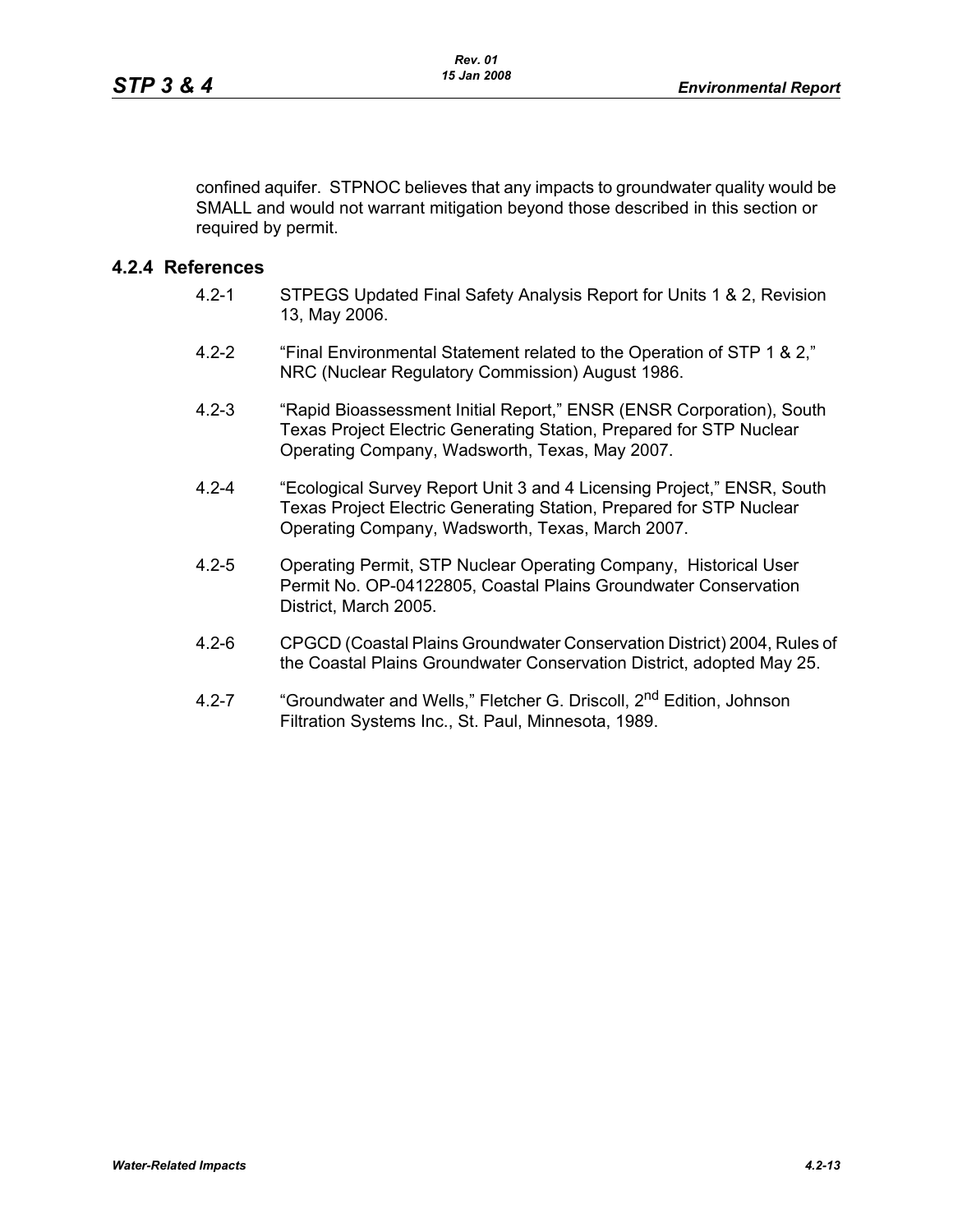confined aquifer. STPNOC believes that any impacts to groundwater quality would be SMALL and would not warrant mitigation beyond those described in this section or required by permit.

### 4.2.4 References

4.2-1 STPEGS Updated Final Safety Analysis Report for Units 1 & 2, Revision 13, May 2006.

4.2-2 "Final Environmental Statement related to the Operation of STP 1 & 2," NRC (Nuclear Regulatory Commission) August 1986.

4.2-3 "Rapid Bioassessment Initial Report," ENSR (ENSR Corporation), South Texas Project Electric Generating Station, Prepared for STP Nuclear Operating Company, Wadsworth, Texas, May 2007.

4.2-4 "Ecological Survey Report Unit 3 and 4 Licensing Project," ENSR, South Texas Project Electric Generating Station, Prepared for STP Nuclear Operating Company, Wadsworth, Texas, March 2007.

4.2-5 Operating Permit, STP Nuclear Operating Company, Historical User Permit No. OP-04122805, Coastal Plains Groundwater Conservation District, March 2005.

4.2-6 CPGCD (Coastal Plains Groundwater Conservation District) 2004, Rules of the Coastal Plains Groundwater Conservation District, adopted May 25.

4.2-7 "Groundwater and Wells," Fletcher G. Driscoll, 2nd Edition, Johnson Filtration Systems Inc., St. Paul, Minnesota, 1989.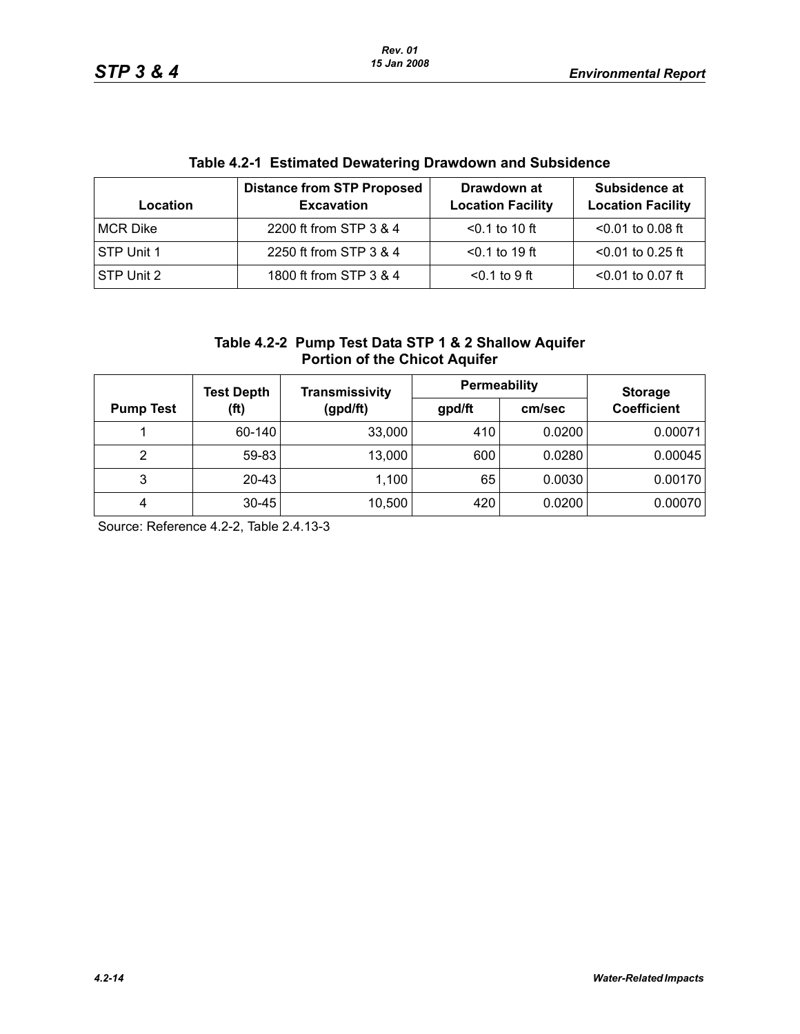**Table 4.2-1 Estimated Dewatering Drawdown and Subsidence**

| Location | Distance from STP Proposed Excavation | Drawdown at Location Facility | Subsidence at Location Facility |
|---|---|---|---|
| MCR Dike | 2200 ft from STP 3 & 4 | <0.1 to 10 ft | <0.01 to 0.08 ft |
| STP Unit 1 | 2250 ft from STP 3 & 4 | <0.1 to 19 ft | <0.01 to 0.25 ft |
| STP Unit 2 | 1800 ft from STP 3 & 4 | <0.1 to 9 ft | <0.01 to 0.07 ft |

**Table 4.2-2 Pump Test Data STP 1 & 2 Shallow Aquifer Portion of the Chicot Aquifer**

| Pump Test | Test Depth (ft) | Transmissivity (gpd/ft) | Permeability | | Storage Coefficient |
|---|---|---|---|---|---|
| | | | gpd/ft | cm/sec | |
| 1 | 60-140 | 33,000 | 410 | 0.0200 | 0.00071 |
| 2 | 59-83 | 13,000 | 600 | 0.0280 | 0.00045 |
| 3 | 20-43 | 1,100 | 65 | 0.0030 | 0.00170 |
| 4 | 30-45 | 10,500 | 420 | 0.0200 | 0.00070 |

Source: Reference 4.2-2, Table 2.4.13-3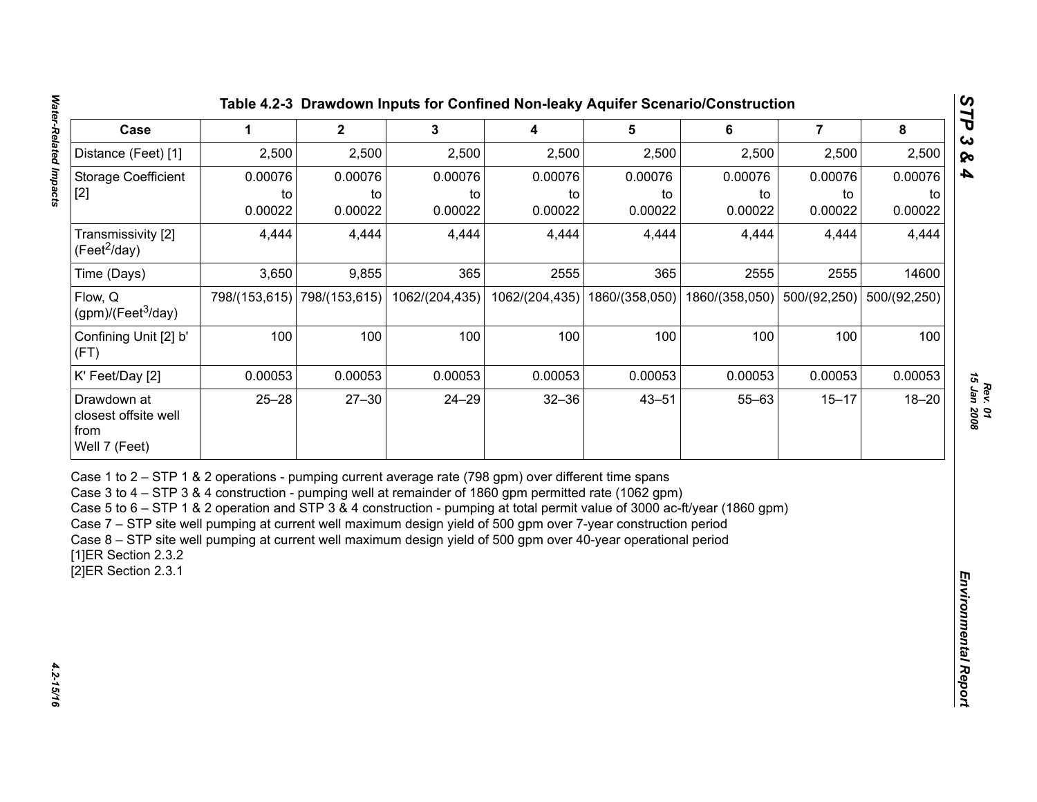### Table 4.2-3 Drawdown Inputs for Confined Non-leaky Aquifer Scenario/Construction

| Case | 1 | 2 | 3 | 4 | 5 | 6 | 7 | 8 |
|---|---|---|---|---|---|---|---|---|
| Distance (Feet) [1] | 2,500 | 2,500 | 2,500 | 2,500 | 2,500 | 2,500 | 2,500 | 2,500 |
| Storage Coefficient [2] | 0.00076 to 0.00022 | 0.00076 to 0.00022 | 0.00076 to 0.00022 | 0.00076 to 0.00022 | 0.00076 to 0.00022 | 0.00076 to 0.00022 | 0.00076 to 0.00022 | 0.00076 to 0.00022 |
| Transmissivity [2] ($Feet^2$/day) | 4,444 | 4,444 | 4,444 | 4,444 | 4,444 | 4,444 | 4,444 | 4,444 |
| Time (Days) | 3,650 | 9,855 | 365 | 2555 | 365 | 2555 | 2555 | 14600 |
| Flow, Q (gpm)/($Feet^3$/day) | 798/(153,615) | 798/(153,615) | 1062/(204,435) | 1062/(204,435) | 1860/(358,050) | 1860/(358,050) | 500/(92,250) | 500/(92,250) |
| Confining Unit [2] b' (FT) | 100 | 100 | 100 | 100 | 100 | 100 | 100 | 100 |
| K' Feet/Day [2] | 0.00053 | 0.00053 | 0.00053 | 0.00053 | 0.00053 | 0.00053 | 0.00053 | 0.00053 |
| Drawdown at closest offsite well from Well 7 (Feet) | 25–28 | 27–30 | 24–29 | 32–36 | 43–51 | 55–63 | 15–17 | 18–20 |

Case 1 to 2 – STP 1 & 2 operations - pumping current average rate (798 gpm) over different time spans
Case 3 to 4 – STP 3 & 4 construction - pumping well at remainder of 1860 gpm permitted rate (1062 gpm)
Case 5 to 6 – STP 1 & 2 operation and STP 3 & 4 construction - pumping at total permit value of 3000 ac-ft/year (1860 gpm)
Case 7 – STP site well pumping at current well maximum design yield of 500 gpm over 7-year construction period
Case 8 – STP site well pumping at current well maximum design yield of 500 gpm over 40-year operational period
[1]ER Section 2.3.2
[2]ER Section 2.3.1